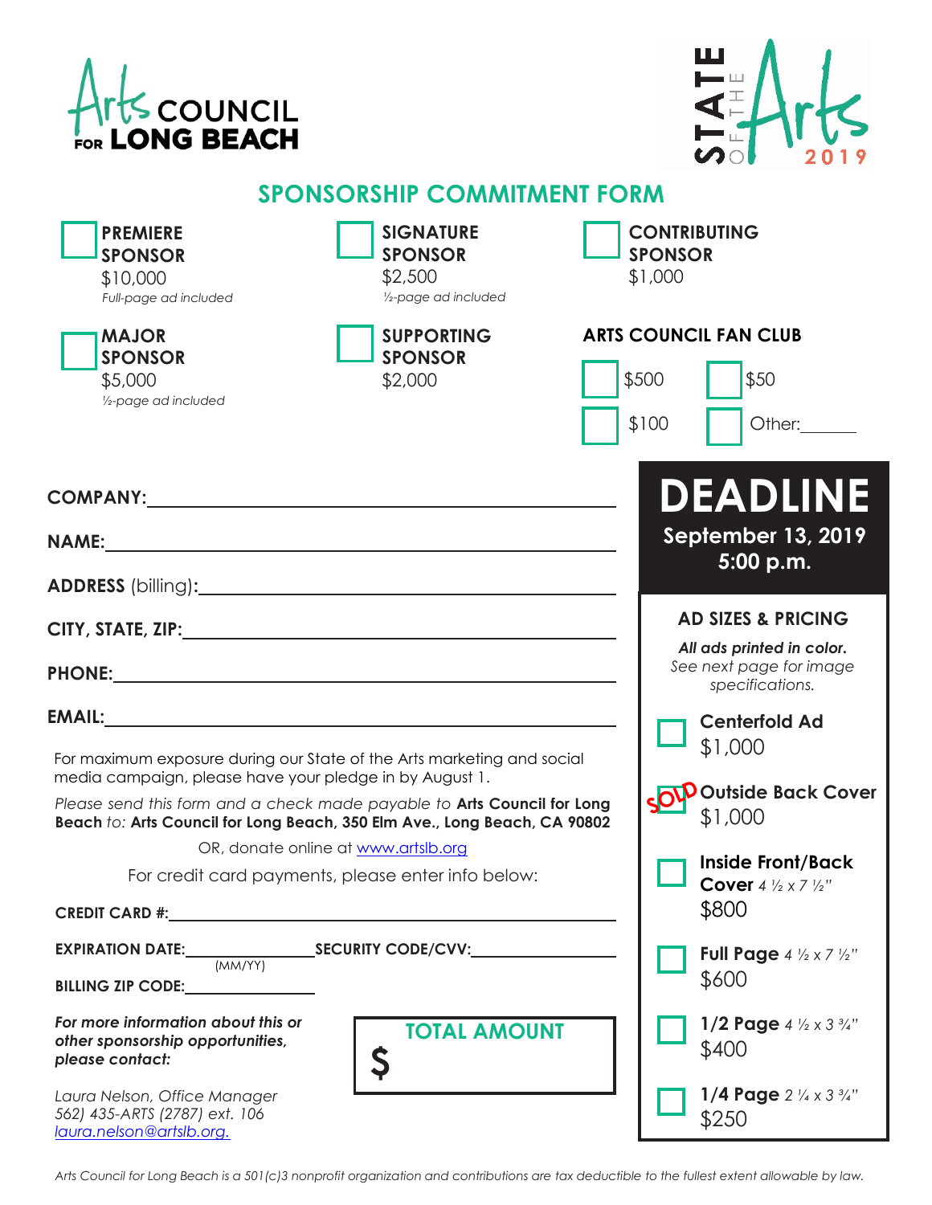Arts COUNCIL FOR LONG BEACH

STATE OF THE Arts 2019

## SPONSORSHIP COMMITMENT FORM

- ☐ **PREMIERE SPONSOR** $10,000 *Full-page ad included*
- ☐ **SIGNATURE SPONSOR** $2,500 *½-page ad included*
- ☐ **CONTRIBUTING SPONSOR** $1,000
- ☐ **MAJOR SPONSOR** $5,000 *½-page ad included*
- ☐ **SUPPORTING SPONSOR** $2,000

**ARTS COUNCIL FAN CLUB**

- ☐ $500
- ☐ $50
- ☐ $100
- ☐ Other:______

**COMPANY:**______________________________

**NAME:**______________________________

**ADDRESS** (billing)**:**______________________________

**CITY, STATE, ZIP:**______________________________

**PHONE:**______________________________

**EMAIL:**______________________________

For maximum exposure during our State of the Arts marketing and social media campaign, please have your pledge in by August 1.

*Please send this form and a check made payable to* **Arts Council for Long Beach** *to:* **Arts Council for Long Beach, 350 Elm Ave., Long Beach, CA 90802**

OR, donate online at [www.artslb.org](http://www.artslb.org)

For credit card payments, please enter info below:

**CREDIT CARD #:**______________________________

**EXPIRATION DATE:**__________ (MM/YY) **SECURITY CODE/CVV:**__________

**BILLING ZIP CODE:**__________

***For more information about this or other sponsorship opportunities, please contact:***

*Laura Nelson, Office Manager*
*562) 435-ARTS (2787) ext. 106*
*[laura.nelson@artslb.org.](mailto:laura.nelson@artslb.org)*

**TOTAL AMOUNT**

**$**

# DEADLINE

**September 13, 2019**
**5:00 p.m.**

### AD SIZES & PRICING

***All ads printed in color.***
*See next page for image specifications.*

- ☐ **Centerfold Ad** $1,000
- ☐ SOLD **Outside Back Cover** $1,000
- ☐ **Inside Front/Back Cover** *4 ½ x 7 ½"* $800
- ☐ **Full Page** *4 ½ x 7 ½"* $600
- ☐ **1/2 Page** *4 ½ x 3 ¾"* $400
- ☐ **1/4 Page** *2 ¼ x 3 ¾"* $250

*Arts Council for Long Beach is a 501(c)3 nonprofit organization and contributions are tax deductible to the fullest extent allowable by law.*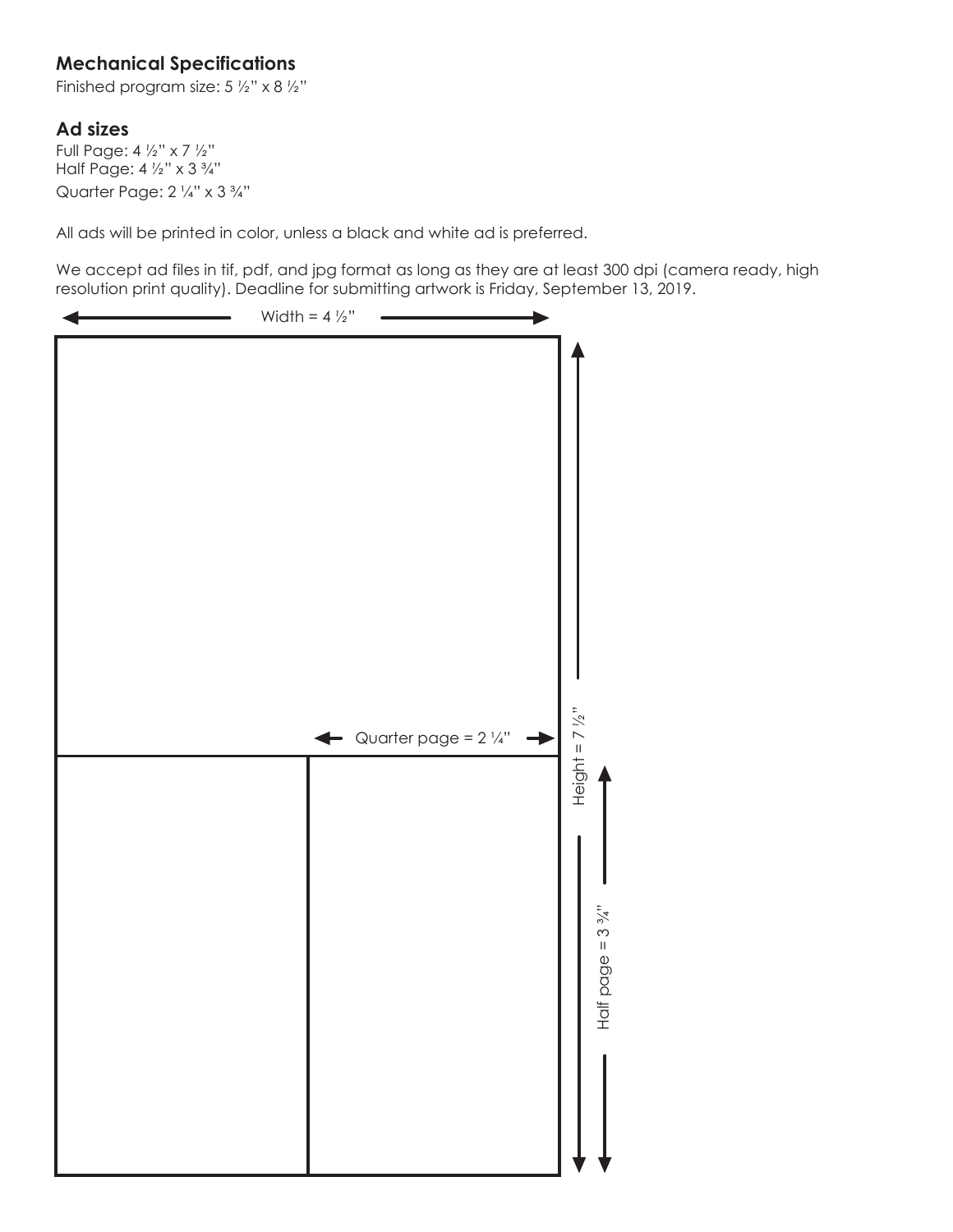## Mechanical Specifications

Finished program size: 5 ½" x 8 ½"

## Ad sizes

Full Page: 4 ½" x 7 ½"
Half Page: 4 ½" x 3 ¾"
Quarter Page: 2 ¼" x 3 ¾"

All ads will be printed in color, unless a black and white ad is preferred.

We accept ad files in tif, pdf, and jpg format as long as they are at least 300 dpi (camera ready, high resolution print quality). Deadline for submitting artwork is Friday, September 13, 2019.

Width = 4 ½"

Quarter page = 2 ¼"

Height = 7 ½"

Half page = 3 ¾"